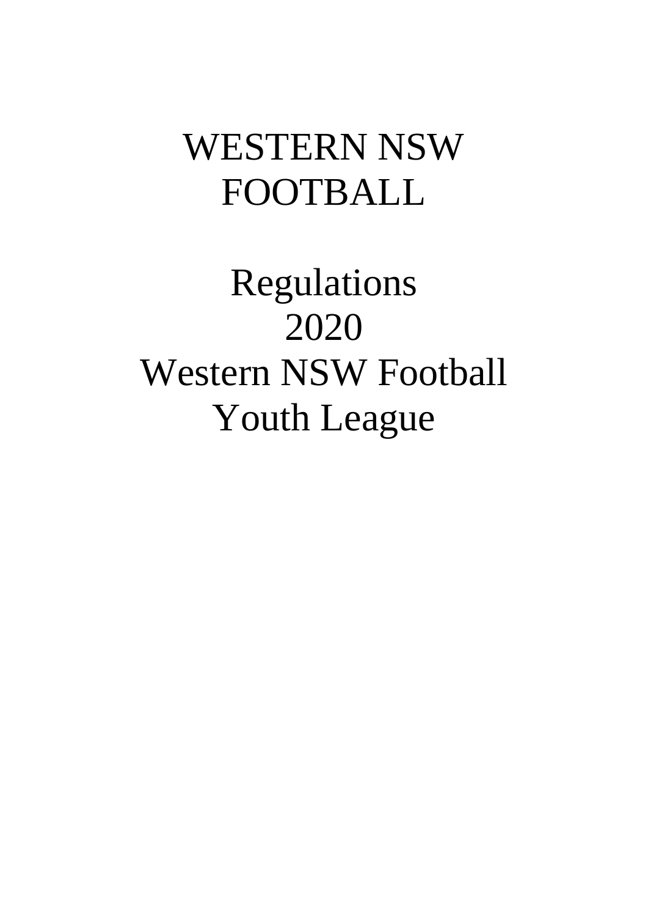# WESTERN NSW FOOTBALL

# Regulations 2020 Western NSW Football Youth League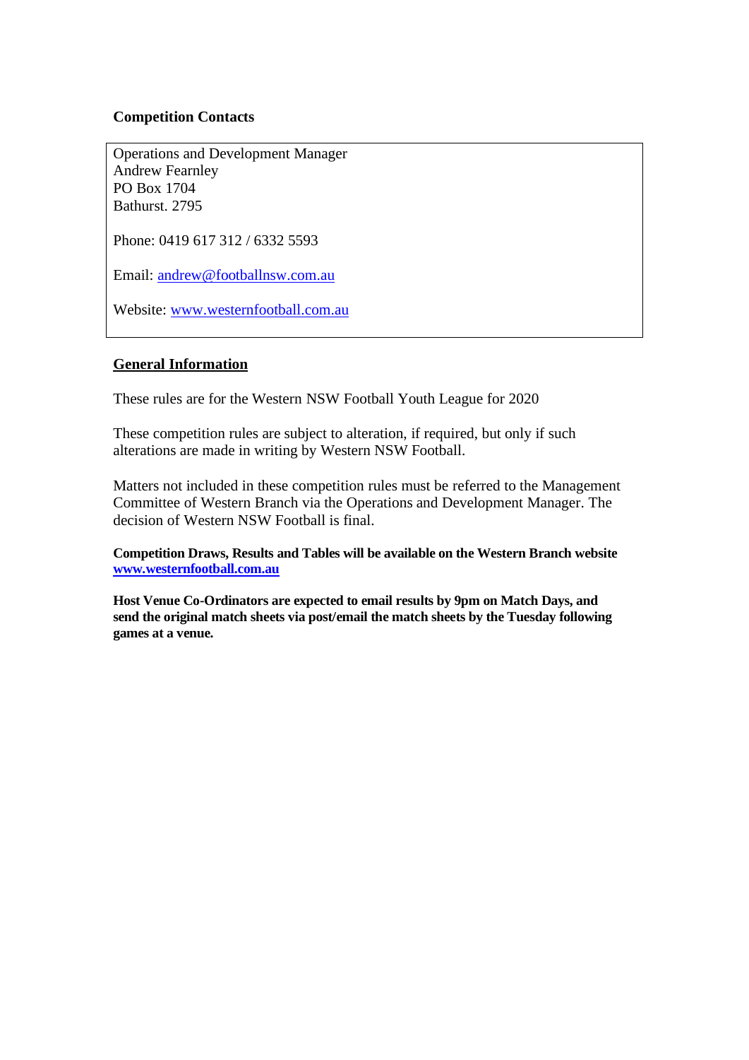**Competition Contacts**

Operations and Development Manager
Andrew Fearnley
PO Box 1704
Bathurst. 2795

Phone: 0419 617 312 / 6332 5593

Email: andrew@footballnsw.com.au

Website: www.westernfootball.com.au

## General Information

These rules are for the Western NSW Football Youth League for 2020

These competition rules are subject to alteration, if required, but only if such alterations are made in writing by Western NSW Football.

Matters not included in these competition rules must be referred to the Management Committee of Western Branch via the Operations and Development Manager. The decision of Western NSW Football is final.

**Competition Draws, Results and Tables will be available on the Western Branch website www.westernfootball.com.au**

**Host Venue Co-Ordinators are expected to email results by 9pm on Match Days, and send the original match sheets via post/email the match sheets by the Tuesday following games at a venue.**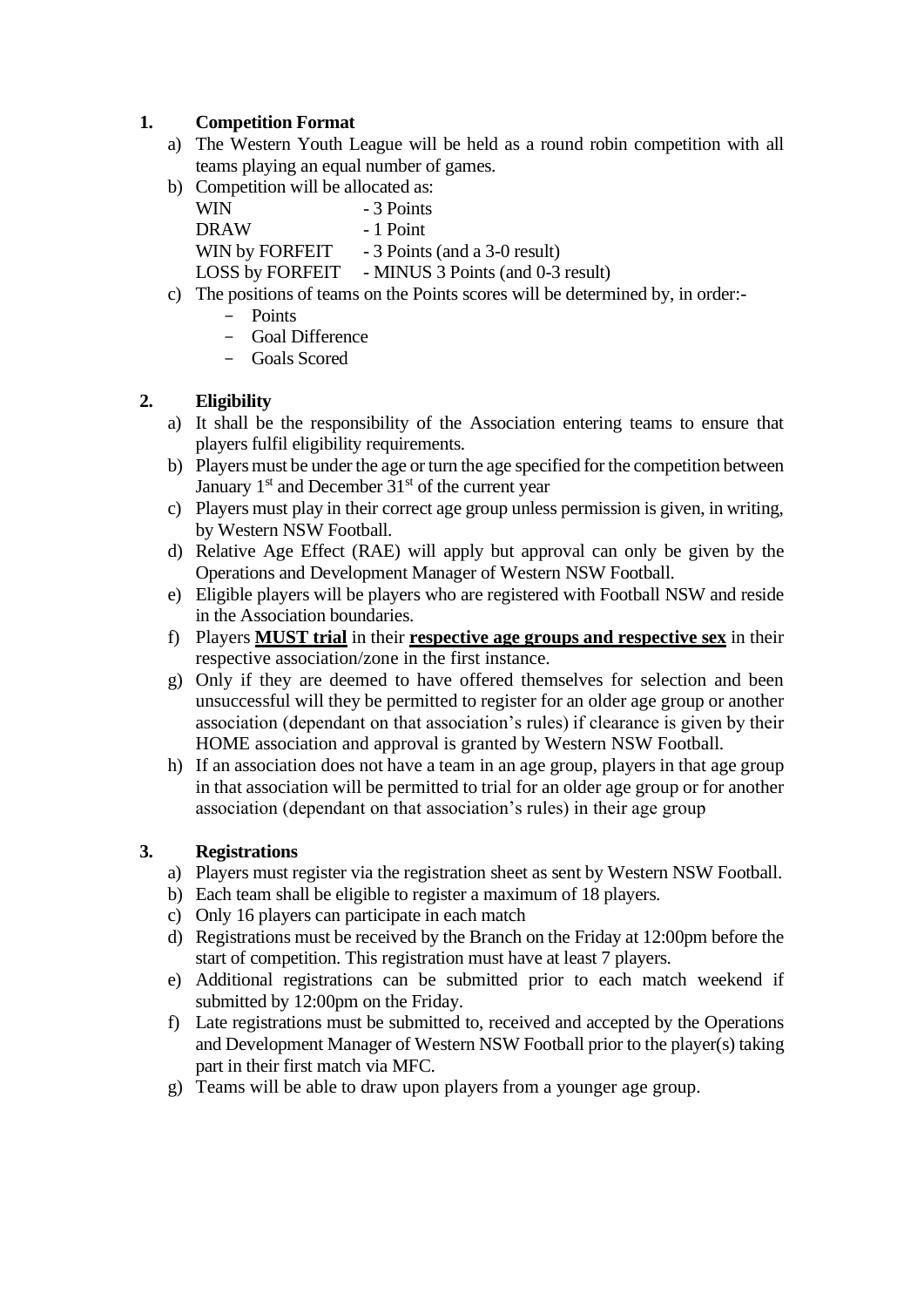## 1. Competition Format

a) The Western Youth League will be held as a round robin competition with all teams playing an equal number of games.

b) Competition will be allocated as:

| | |
|---|---|
| WIN | - 3 Points |
| DRAW | - 1 Point |
| WIN by FORFEIT | - 3 Points (and a 3-0 result) |
| LOSS by FORFEIT | - MINUS 3 Points (and 0-3 result) |

c) The positions of teams on the Points scores will be determined by, in order:-
   - Points
   - Goal Difference
   - Goals Scored

## 2. Eligibility

a) It shall be the responsibility of the Association entering teams to ensure that players fulfil eligibility requirements.

b) Players must be under the age or turn the age specified for the competition between January 1st and December 31st of the current year

c) Players must play in their correct age group unless permission is given, in writing, by Western NSW Football.

d) Relative Age Effect (RAE) will apply but approval can only be given by the Operations and Development Manager of Western NSW Football.

e) Eligible players will be players who are registered with Football NSW and reside in the Association boundaries.

f) Players **MUST trial** in their **respective age groups and respective sex** in their respective association/zone in the first instance.

g) Only if they are deemed to have offered themselves for selection and been unsuccessful will they be permitted to register for an older age group or another association (dependant on that association's rules) if clearance is given by their HOME association and approval is granted by Western NSW Football.

h) If an association does not have a team in an age group, players in that age group in that association will be permitted to trial for an older age group or for another association (dependant on that association's rules) in their age group

## 3. Registrations

a) Players must register via the registration sheet as sent by Western NSW Football.

b) Each team shall be eligible to register a maximum of 18 players.

c) Only 16 players can participate in each match

d) Registrations must be received by the Branch on the Friday at 12:00pm before the start of competition. This registration must have at least 7 players.

e) Additional registrations can be submitted prior to each match weekend if submitted by 12:00pm on the Friday.

f) Late registrations must be submitted to, received and accepted by the Operations and Development Manager of Western NSW Football prior to the player(s) taking part in their first match via MFC.

g) Teams will be able to draw upon players from a younger age group.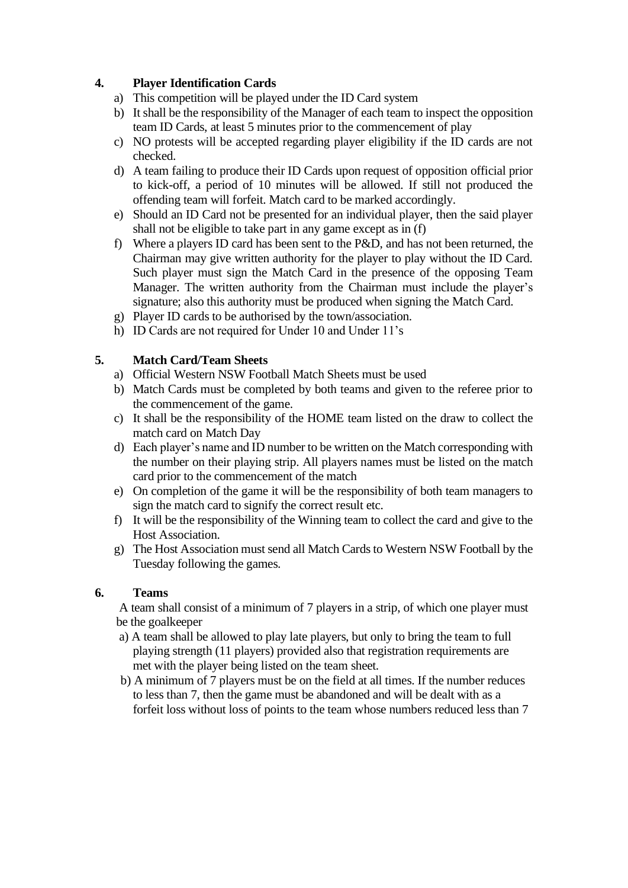## 4. Player Identification Cards

a) This competition will be played under the ID Card system
b) It shall be the responsibility of the Manager of each team to inspect the opposition team ID Cards, at least 5 minutes prior to the commencement of play
c) NO protests will be accepted regarding player eligibility if the ID cards are not checked.
d) A team failing to produce their ID Cards upon request of opposition official prior to kick-off, a period of 10 minutes will be allowed. If still not produced the offending team will forfeit. Match card to be marked accordingly.
e) Should an ID Card not be presented for an individual player, then the said player shall not be eligible to take part in any game except as in (f)
f) Where a players ID card has been sent to the P&D, and has not been returned, the Chairman may give written authority for the player to play without the ID Card. Such player must sign the Match Card in the presence of the opposing Team Manager. The written authority from the Chairman must include the player's signature; also this authority must be produced when signing the Match Card.
g) Player ID cards to be authorised by the town/association.
h) ID Cards are not required for Under 10 and Under 11's

## 5. Match Card/Team Sheets

a) Official Western NSW Football Match Sheets must be used
b) Match Cards must be completed by both teams and given to the referee prior to the commencement of the game.
c) It shall be the responsibility of the HOME team listed on the draw to collect the match card on Match Day
d) Each player's name and ID number to be written on the Match corresponding with the number on their playing strip. All players names must be listed on the match card prior to the commencement of the match
e) On completion of the game it will be the responsibility of both team managers to sign the match card to signify the correct result etc.
f) It will be the responsibility of the Winning team to collect the card and give to the Host Association.
g) The Host Association must send all Match Cards to Western NSW Football by the Tuesday following the games.

## 6. Teams

A team shall consist of a minimum of 7 players in a strip, of which one player must be the goalkeeper

a) A team shall be allowed to play late players, but only to bring the team to full playing strength (11 players) provided also that registration requirements are met with the player being listed on the team sheet.
b) A minimum of 7 players must be on the field at all times. If the number reduces to less than 7, then the game must be abandoned and will be dealt with as a forfeit loss without loss of points to the team whose numbers reduced less than 7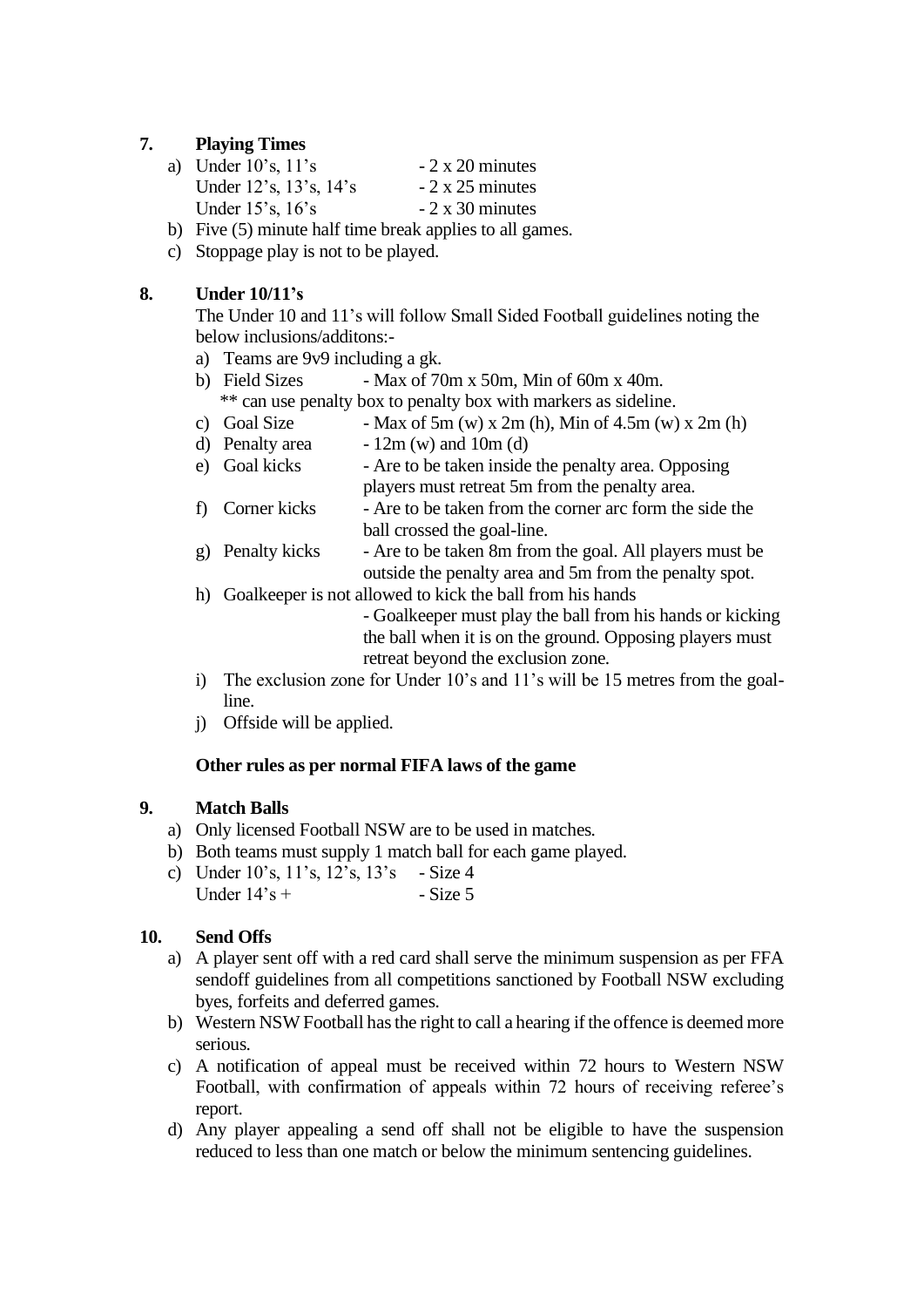## 7. Playing Times

a) Under 10's, 11's - 2 x 20 minutes
   Under 12's, 13's, 14's - 2 x 25 minutes
   Under 15's, 16's - 2 x 30 minutes

b) Five (5) minute half time break applies to all games.

c) Stoppage play is not to be played.

## 8. Under 10/11's

The Under 10 and 11's will follow Small Sided Football guidelines noting the below inclusions/additons:-

a) Teams are 9v9 including a gk.

b) Field Sizes - Max of 70m x 50m, Min of 60m x 40m.
   ** can use penalty box to penalty box with markers as sideline.

c) Goal Size - Max of 5m (w) x 2m (h), Min of 4.5m (w) x 2m (h)

d) Penalty area - 12m (w) and 10m (d)

e) Goal kicks - Are to be taken inside the penalty area. Opposing players must retreat 5m from the penalty area.

f) Corner kicks - Are to be taken from the corner arc form the side the ball crossed the goal-line.

g) Penalty kicks - Are to be taken 8m from the goal. All players must be outside the penalty area and 5m from the penalty spot.

h) Goalkeeper is not allowed to kick the ball from his hands
   - Goalkeeper must play the ball from his hands or kicking the ball when it is on the ground. Opposing players must retreat beyond the exclusion zone.

i) The exclusion zone for Under 10's and 11's will be 15 metres from the goal-line.

j) Offside will be applied.

**Other rules as per normal FIFA laws of the game**

## 9. Match Balls

a) Only licensed Football NSW are to be used in matches.

b) Both teams must supply 1 match ball for each game played.

c) Under 10's, 11's, 12's, 13's - Size 4
   Under 14's + - Size 5

## 10. Send Offs

a) A player sent off with a red card shall serve the minimum suspension as per FFA sendoff guidelines from all competitions sanctioned by Football NSW excluding byes, forfeits and deferred games.

b) Western NSW Football has the right to call a hearing if the offence is deemed more serious.

c) A notification of appeal must be received within 72 hours to Western NSW Football, with confirmation of appeals within 72 hours of receiving referee's report.

d) Any player appealing a send off shall not be eligible to have the suspension reduced to less than one match or below the minimum sentencing guidelines.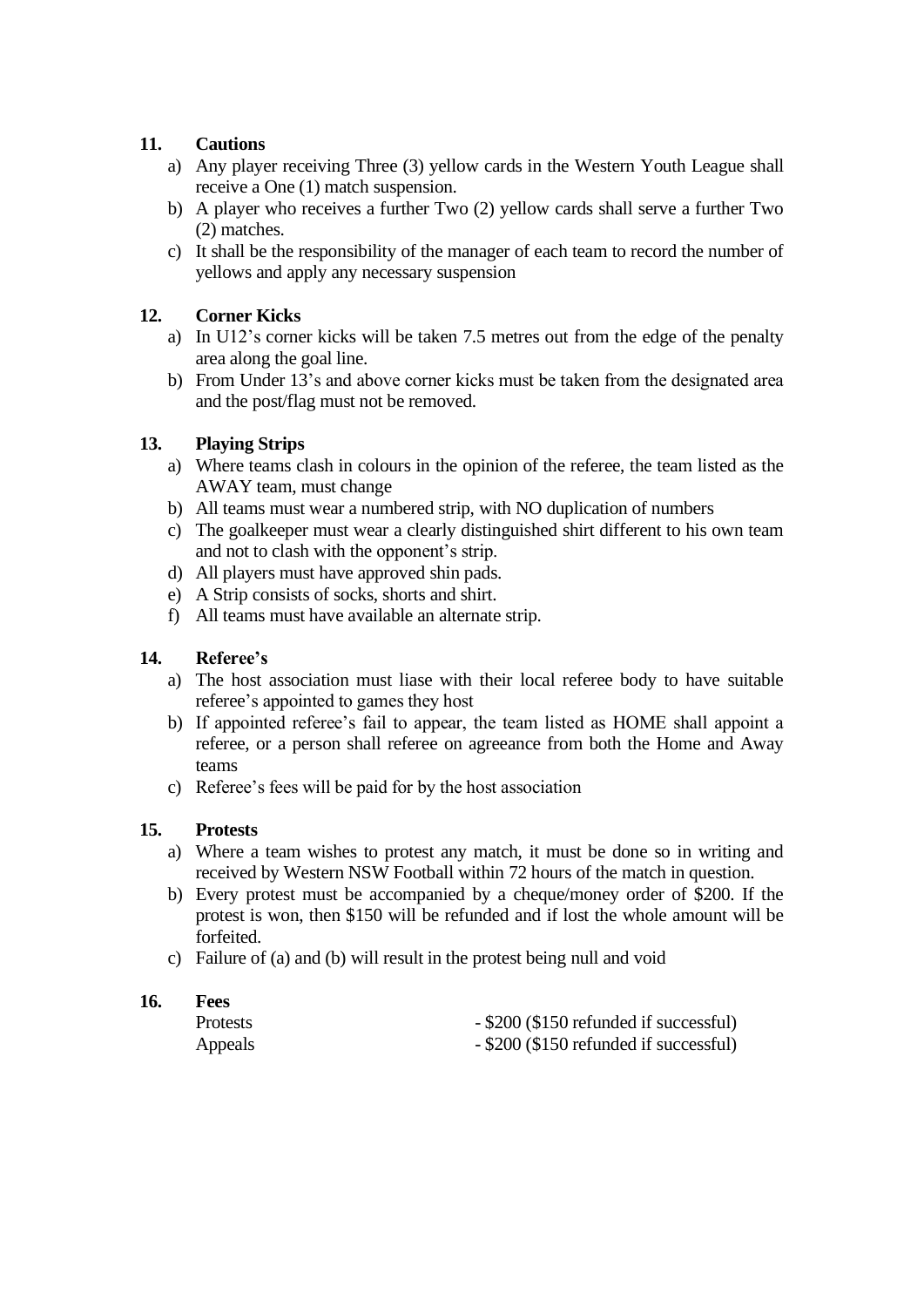## 11. Cautions

a) Any player receiving Three (3) yellow cards in the Western Youth League shall receive a One (1) match suspension.
b) A player who receives a further Two (2) yellow cards shall serve a further Two (2) matches.
c) It shall be the responsibility of the manager of each team to record the number of yellows and apply any necessary suspension

## 12. Corner Kicks

a) In U12's corner kicks will be taken 7.5 metres out from the edge of the penalty area along the goal line.
b) From Under 13's and above corner kicks must be taken from the designated area and the post/flag must not be removed.

## 13. Playing Strips

a) Where teams clash in colours in the opinion of the referee, the team listed as the AWAY team, must change
b) All teams must wear a numbered strip, with NO duplication of numbers
c) The goalkeeper must wear a clearly distinguished shirt different to his own team and not to clash with the opponent's strip.
d) All players must have approved shin pads.
e) A Strip consists of socks, shorts and shirt.
f) All teams must have available an alternate strip.

## 14. Referee's

a) The host association must liase with their local referee body to have suitable referee's appointed to games they host
b) If appointed referee's fail to appear, the team listed as HOME shall appoint a referee, or a person shall referee on agreeance from both the Home and Away teams
c) Referee's fees will be paid for by the host association

## 15. Protests

a) Where a team wishes to protest any match, it must be done so in writing and received by Western NSW Football within 72 hours of the match in question.
b) Every protest must be accompanied by a cheque/money order of $200. If the protest is won, then $150 will be refunded and if lost the whole amount will be forfeited.
c) Failure of (a) and (b) will result in the protest being null and void

## 16. Fees

| | |
|---|---|
| Protests | - $200 ($150 refunded if successful) |
| Appeals | - $200 ($150 refunded if successful) |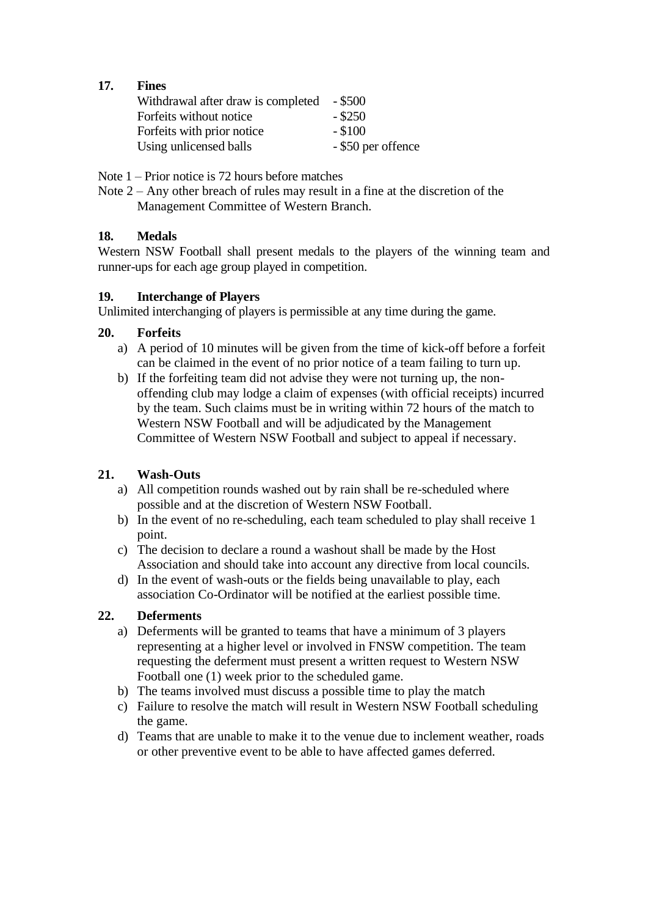### 17. Fines

| | |
|---|---|
| Withdrawal after draw is completed | - $500 |
| Forfeits without notice | - $250 |
| Forfeits with prior notice | - $100 |
| Using unlicensed balls | - $50 per offence |

Note 1 – Prior notice is 72 hours before matches

Note 2 – Any other breach of rules may result in a fine at the discretion of the Management Committee of Western Branch.

### 18. Medals

Western NSW Football shall present medals to the players of the winning team and runner-ups for each age group played in competition.

### 19. Interchange of Players

Unlimited interchanging of players is permissible at any time during the game.

### 20. Forfeits

a) A period of 10 minutes will be given from the time of kick-off before a forfeit can be claimed in the event of no prior notice of a team failing to turn up.

b) If the forfeiting team did not advise they were not turning up, the non-offending club may lodge a claim of expenses (with official receipts) incurred by the team. Such claims must be in writing within 72 hours of the match to Western NSW Football and will be adjudicated by the Management Committee of Western NSW Football and subject to appeal if necessary.

### 21. Wash-Outs

a) All competition rounds washed out by rain shall be re-scheduled where possible and at the discretion of Western NSW Football.

b) In the event of no re-scheduling, each team scheduled to play shall receive 1 point.

c) The decision to declare a round a washout shall be made by the Host Association and should take into account any directive from local councils.

d) In the event of wash-outs or the fields being unavailable to play, each association Co-Ordinator will be notified at the earliest possible time.

### 22. Deferments

a) Deferments will be granted to teams that have a minimum of 3 players representing at a higher level or involved in FNSW competition. The team requesting the deferment must present a written request to Western NSW Football one (1) week prior to the scheduled game.

b) The teams involved must discuss a possible time to play the match

c) Failure to resolve the match will result in Western NSW Football scheduling the game.

d) Teams that are unable to make it to the venue due to inclement weather, roads or other preventive event to be able to have affected games deferred.